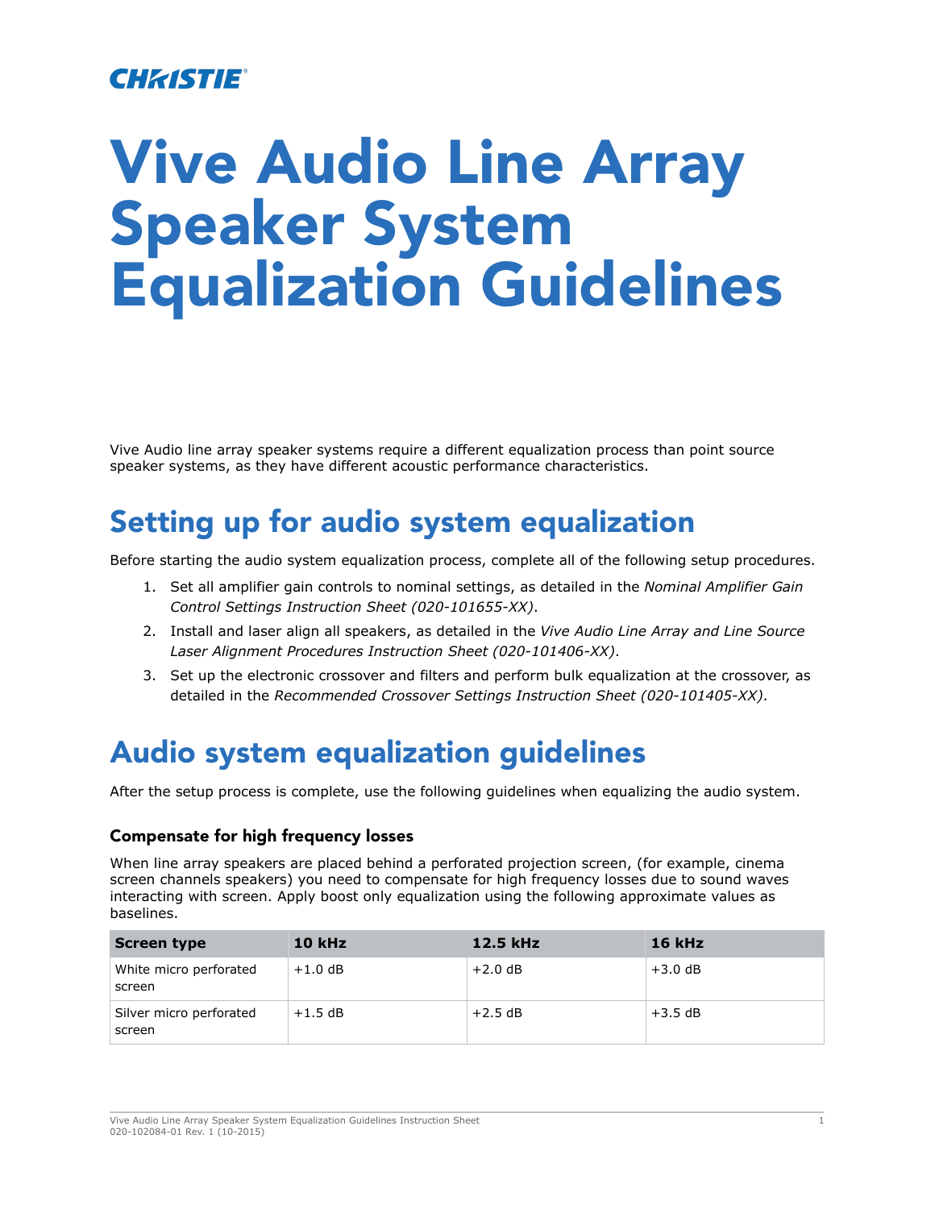CHRISTIE

# Vive Audio Line Array Speaker System Equalization Guidelines

Vive Audio line array speaker systems require a different equalization process than point source speaker systems, as they have different acoustic performance characteristics.

## Setting up for audio system equalization

Before starting the audio system equalization process, complete all of the following setup procedures.

1. Set all amplifier gain controls to nominal settings, as detailed in the *Nominal Amplifier Gain Control Settings Instruction Sheet (020-101655-XX)*.
2. Install and laser align all speakers, as detailed in the *Vive Audio Line Array and Line Source Laser Alignment Procedures Instruction Sheet (020-101406-XX)*.
3. Set up the electronic crossover and filters and perform bulk equalization at the crossover, as detailed in the *Recommended Crossover Settings Instruction Sheet (020-101405-XX)*.

## Audio system equalization guidelines

After the setup process is complete, use the following guidelines when equalizing the audio system.

### Compensate for high frequency losses

When line array speakers are placed behind a perforated projection screen, (for example, cinema screen channels speakers) you need to compensate for high frequency losses due to sound waves interacting with screen. Apply boost only equalization using the following approximate values as baselines.

| Screen type | 10 kHz | 12.5 kHz | 16 kHz |
|---|---|---|---|
| White micro perforated screen | +1.0 dB | +2.0 dB | +3.0 dB |
| Silver micro perforated screen | +1.5 dB | +2.5 dB | +3.5 dB |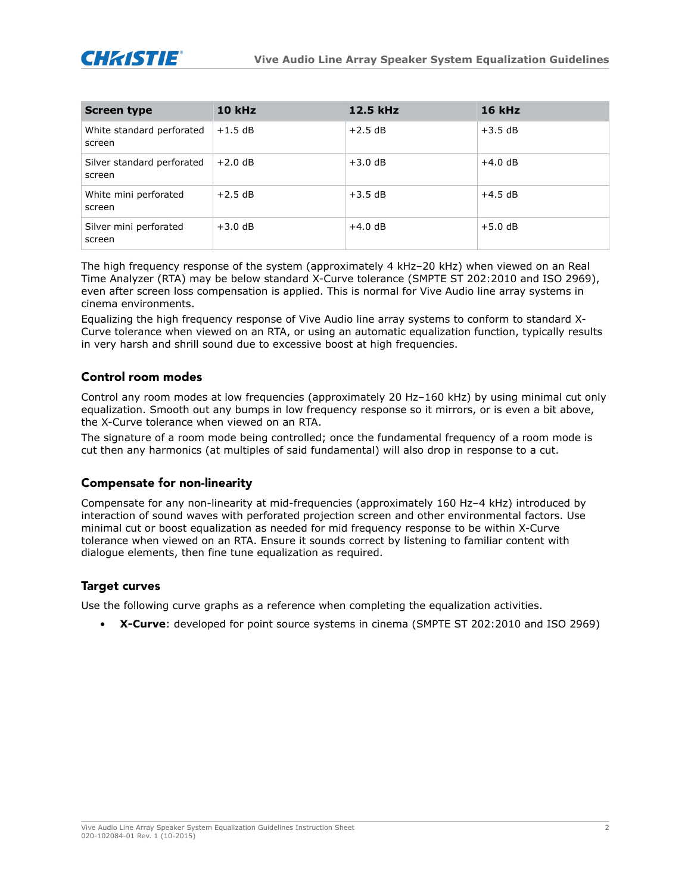| Screen type | 10 kHz | 12.5 kHz | 16 kHz |
|---|---|---|---|
| White standard perforated screen | +1.5 dB | +2.5 dB | +3.5 dB |
| Silver standard perforated screen | +2.0 dB | +3.0 dB | +4.0 dB |
| White mini perforated screen | +2.5 dB | +3.5 dB | +4.5 dB |
| Silver mini perforated screen | +3.0 dB | +4.0 dB | +5.0 dB |

The high frequency response of the system (approximately 4 kHz–20 kHz) when viewed on an Real Time Analyzer (RTA) may be below standard X-Curve tolerance (SMPTE ST 202:2010 and ISO 2969), even after screen loss compensation is applied. This is normal for Vive Audio line array systems in cinema environments.

Equalizing the high frequency response of Vive Audio line array systems to conform to standard X-Curve tolerance when viewed on an RTA, or using an automatic equalization function, typically results in very harsh and shrill sound due to excessive boost at high frequencies.

### Control room modes

Control any room modes at low frequencies (approximately 20 Hz–160 kHz) by using minimal cut only equalization. Smooth out any bumps in low frequency response so it mirrors, or is even a bit above, the X-Curve tolerance when viewed on an RTA.

The signature of a room mode being controlled; once the fundamental frequency of a room mode is cut then any harmonics (at multiples of said fundamental) will also drop in response to a cut.

### Compensate for non-linearity

Compensate for any non-linearity at mid-frequencies (approximately 160 Hz–4 kHz) introduced by interaction of sound waves with perforated projection screen and other environmental factors. Use minimal cut or boost equalization as needed for mid frequency response to be within X-Curve tolerance when viewed on an RTA. Ensure it sounds correct by listening to familiar content with dialogue elements, then fine tune equalization as required.

### Target curves

Use the following curve graphs as a reference when completing the equalization activities.

- **X-Curve**: developed for point source systems in cinema (SMPTE ST 202:2010 and ISO 2969)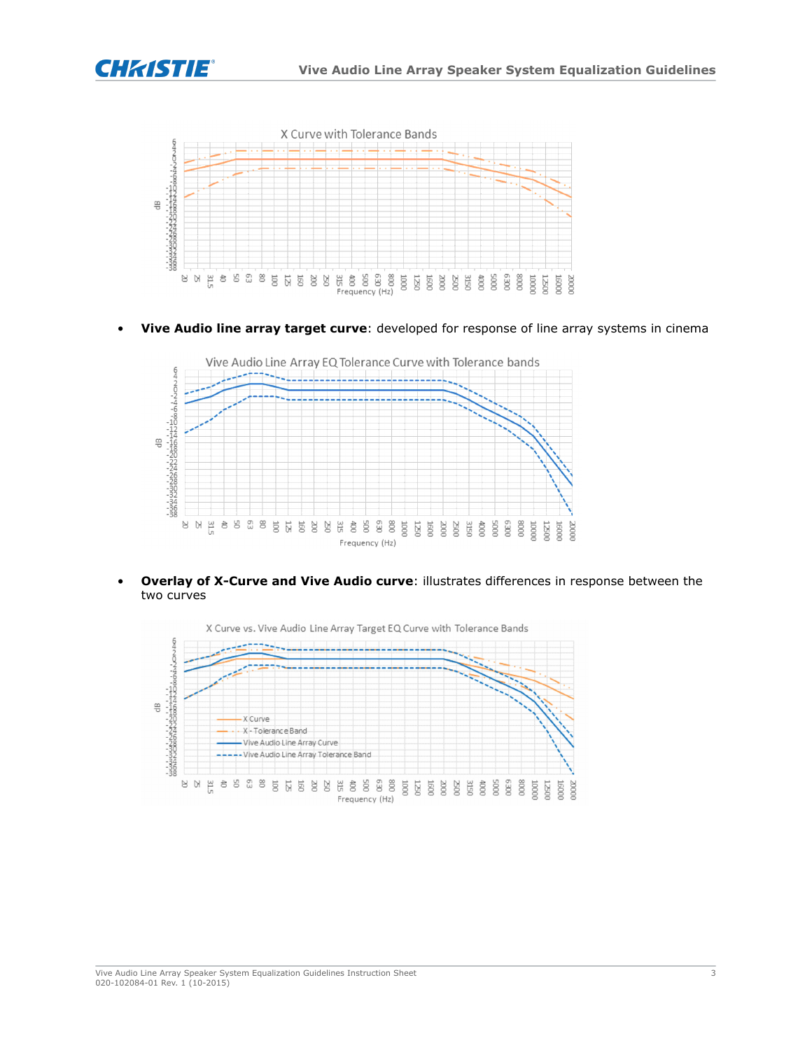X Curve with Tolerance Bands

dB

Frequency (Hz)

- **Vive Audio line array target curve**: developed for response of line array systems in cinema

Vive Audio Line Array EQ Tolerance Curve with Tolerance bands

dB

Frequency (Hz)

- **Overlay of X-Curve and Vive Audio curve**: illustrates differences in response between the two curves

X Curve vs. Vive Audio Line Array Target EQ Curve with Tolerance Bands

dB

X Curve

X - Tolerance Band

Vive Audio Line Array Curve

Vive Audio Line Array Tolerance Band

Frequency (Hz)